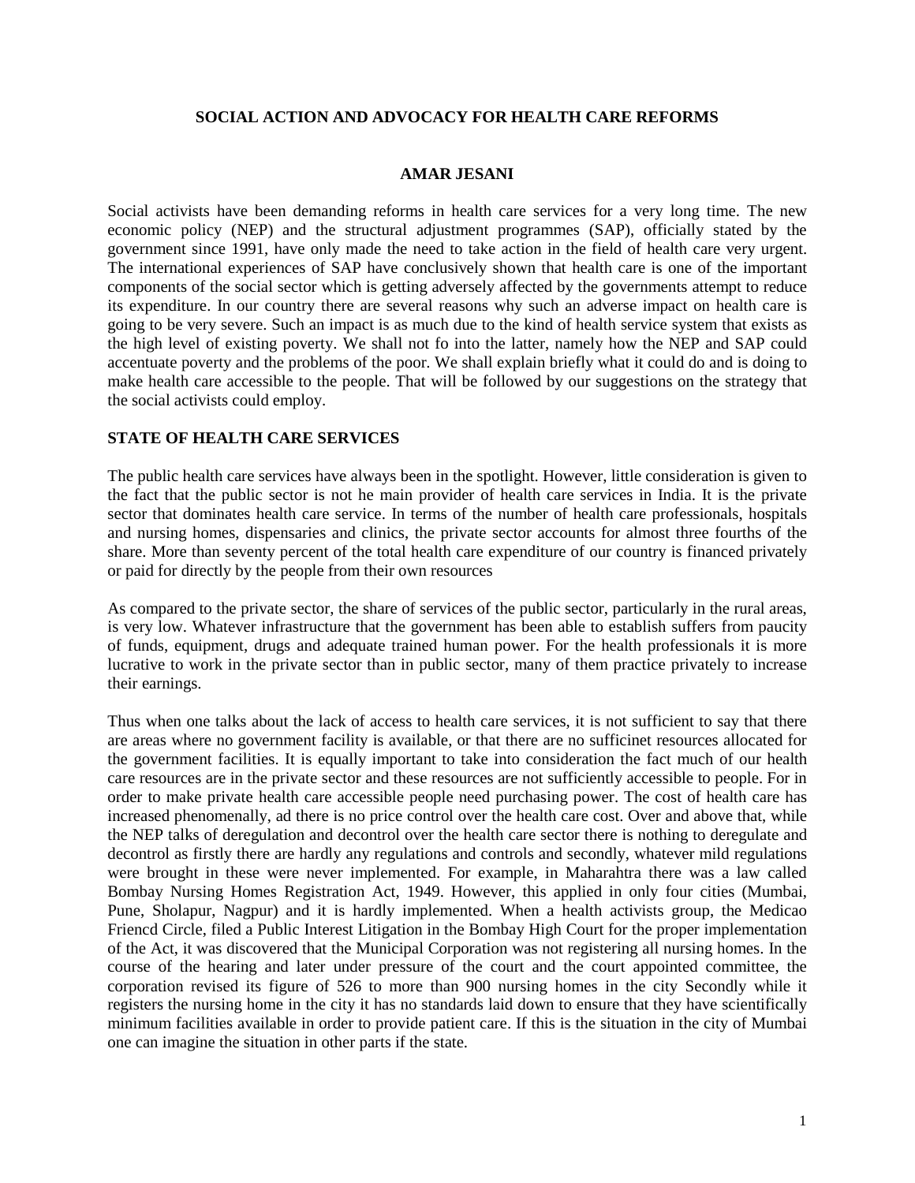# SOCIAL ACTION AND ADVOCACY FOR HEALTH CARE REFORMS

**AMAR JESANI**

Social activists have been demanding reforms in health care services for a very long time. The new economic policy (NEP) and the structural adjustment programmes (SAP), officially stated by the government since 1991, have only made the need to take action in the field of health care very urgent. The international experiences of SAP have conclusively shown that health care is one of the important components of the social sector which is getting adversely affected by the governments attempt to reduce its expenditure. In our country there are several reasons why such an adverse impact on health care is going to be very severe. Such an impact is as much due to the kind of health service system that exists as the high level of existing poverty. We shall not fo into the latter, namely how the NEP and SAP could accentuate poverty and the problems of the poor. We shall explain briefly what it could do and is doing to make health care accessible to the people. That will be followed by our suggestions on the strategy that the social activists could employ.

## STATE OF HEALTH CARE SERVICES

The public health care services have always been in the spotlight. However, little consideration is given to the fact that the public sector is not he main provider of health care services in India. It is the private sector that dominates health care service. In terms of the number of health care professionals, hospitals and nursing homes, dispensaries and clinics, the private sector accounts for almost three fourths of the share. More than seventy percent of the total health care expenditure of our country is financed privately or paid for directly by the people from their own resources

As compared to the private sector, the share of services of the public sector, particularly in the rural areas, is very low. Whatever infrastructure that the government has been able to establish suffers from paucity of funds, equipment, drugs and adequate trained human power. For the health professionals it is more lucrative to work in the private sector than in public sector, many of them practice privately to increase their earnings.

Thus when one talks about the lack of access to health care services, it is not sufficient to say that there are areas where no government facility is available, or that there are no sufficinet resources allocated for the government facilities. It is equally important to take into consideration the fact much of our health care resources are in the private sector and these resources are not sufficiently accessible to people. For in order to make private health care accessible people need purchasing power. The cost of health care has increased phenomenally, ad there is no price control over the health care cost. Over and above that, while the NEP talks of deregulation and decontrol over the health care sector there is nothing to deregulate and decontrol as firstly there are hardly any regulations and controls and secondly, whatever mild regulations were brought in these were never implemented. For example, in Maharahtra there was a law called Bombay Nursing Homes Registration Act, 1949. However, this applied in only four cities (Mumbai, Pune, Sholapur, Nagpur) and it is hardly implemented. When a health activists group, the Medicao Friencd Circle, filed a Public Interest Litigation in the Bombay High Court for the proper implementation of the Act, it was discovered that the Municipal Corporation was not registering all nursing homes. In the course of the hearing and later under pressure of the court and the court appointed committee, the corporation revised its figure of 526 to more than 900 nursing homes in the city Secondly while it registers the nursing home in the city it has no standards laid down to ensure that they have scientifically minimum facilities available in order to provide patient care. If this is the situation in the city of Mumbai one can imagine the situation in other parts if the state.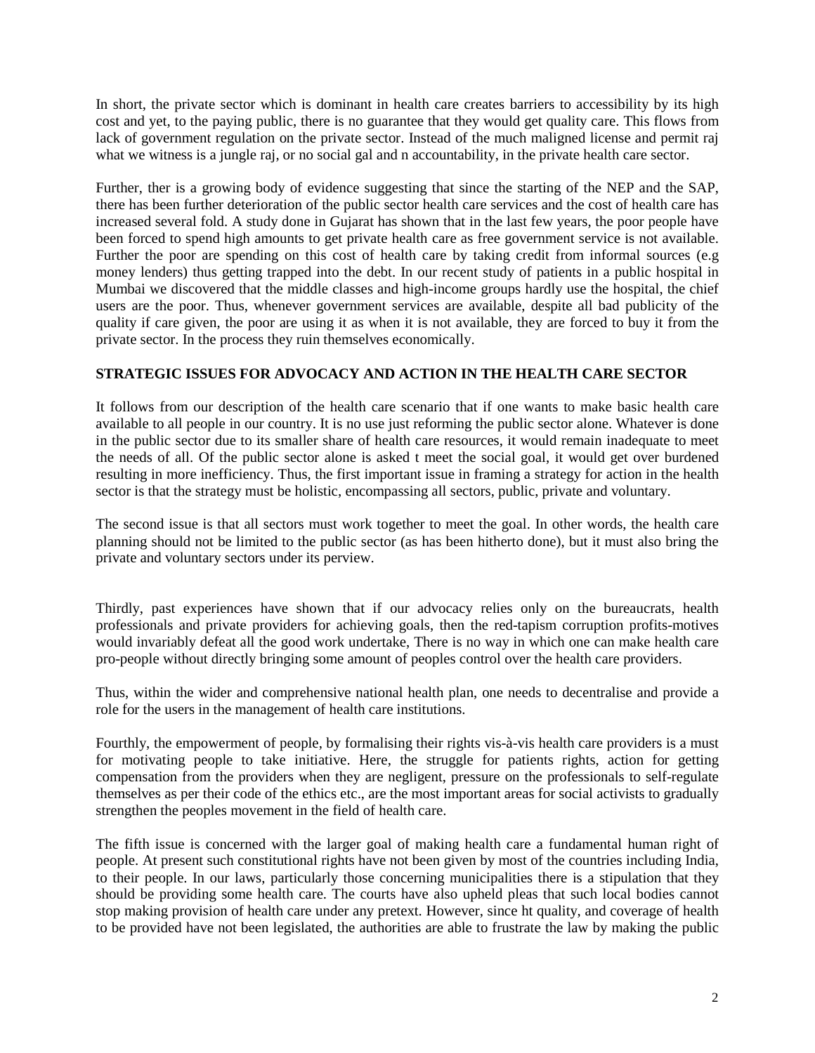In short, the private sector which is dominant in health care creates barriers to accessibility by its high cost and yet, to the paying public, there is no guarantee that they would get quality care. This flows from lack of government regulation on the private sector. Instead of the much maligned license and permit raj what we witness is a jungle raj, or no social gal and n accountability, in the private health care sector.

Further, ther is a growing body of evidence suggesting that since the starting of the NEP and the SAP, there has been further deterioration of the public sector health care services and the cost of health care has increased several fold. A study done in Gujarat has shown that in the last few years, the poor people have been forced to spend high amounts to get private health care as free government service is not available. Further the poor are spending on this cost of health care by taking credit from informal sources (e.g money lenders) thus getting trapped into the debt. In our recent study of patients in a public hospital in Mumbai we discovered that the middle classes and high-income groups hardly use the hospital, the chief users are the poor. Thus, whenever government services are available, despite all bad publicity of the quality if care given, the poor are using it as when it is not available, they are forced to buy it from the private sector. In the process they ruin themselves economically.

**STRATEGIC ISSUES FOR ADVOCACY AND ACTION IN THE HEALTH CARE SECTOR**

It follows from our description of the health care scenario that if one wants to make basic health care available to all people in our country. It is no use just reforming the public sector alone. Whatever is done in the public sector due to its smaller share of health care resources, it would remain inadequate to meet the needs of all. Of the public sector alone is asked t meet the social goal, it would get over burdened resulting in more inefficiency. Thus, the first important issue in framing a strategy for action in the health sector is that the strategy must be holistic, encompassing all sectors, public, private and voluntary.

The second issue is that all sectors must work together to meet the goal. In other words, the health care planning should not be limited to the public sector (as has been hitherto done), but it must also bring the private and voluntary sectors under its perview.

Thirdly, past experiences have shown that if our advocacy relies only on the bureaucrats, health professionals and private providers for achieving goals, then the red-tapism corruption profits-motives would invariably defeat all the good work undertake, There is no way in which one can make health care pro-people without directly bringing some amount of peoples control over the health care providers.

Thus, within the wider and comprehensive national health plan, one needs to decentralise and provide a role for the users in the management of health care institutions.

Fourthly, the empowerment of people, by formalising their rights vis-à-vis health care providers is a must for motivating people to take initiative. Here, the struggle for patients rights, action for getting compensation from the providers when they are negligent, pressure on the professionals to self-regulate themselves as per their code of the ethics etc., are the most important areas for social activists to gradually strengthen the peoples movement in the field of health care.

The fifth issue is concerned with the larger goal of making health care a fundamental human right of people. At present such constitutional rights have not been given by most of the countries including India, to their people. In our laws, particularly those concerning municipalities there is a stipulation that they should be providing some health care. The courts have also upheld pleas that such local bodies cannot stop making provision of health care under any pretext. However, since ht quality, and coverage of health to be provided have not been legislated, the authorities are able to frustrate the law by making the public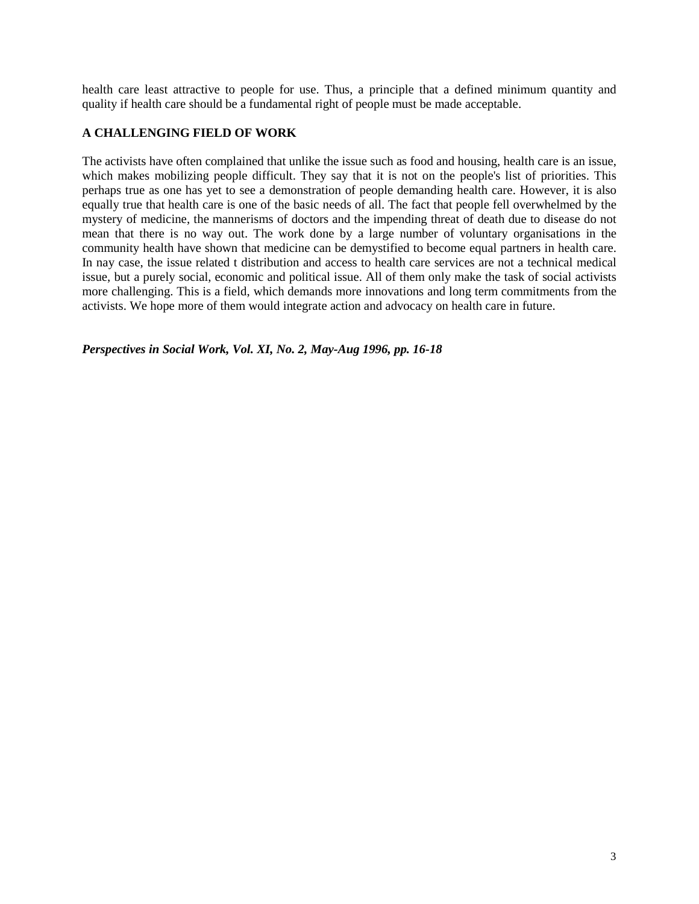health care least attractive to people for use. Thus, a principle that a defined minimum quantity and quality if health care should be a fundamental right of people must be made acceptable.

**A CHALLENGING FIELD OF WORK**

The activists have often complained that unlike the issue such as food and housing, health care is an issue, which makes mobilizing people difficult. They say that it is not on the people's list of priorities. This perhaps true as one has yet to see a demonstration of people demanding health care. However, it is also equally true that health care is one of the basic needs of all. The fact that people fell overwhelmed by the mystery of medicine, the mannerisms of doctors and the impending threat of death due to disease do not mean that there is no way out. The work done by a large number of voluntary organisations in the community health have shown that medicine can be demystified to become equal partners in health care. In nay case, the issue related t distribution and access to health care services are not a technical medical issue, but a purely social, economic and political issue. All of them only make the task of social activists more challenging. This is a field, which demands more innovations and long term commitments from the activists. We hope more of them would integrate action and advocacy on health care in future.

***Perspectives in Social Work, Vol. XI, No. 2, May-Aug 1996, pp. 16-18***